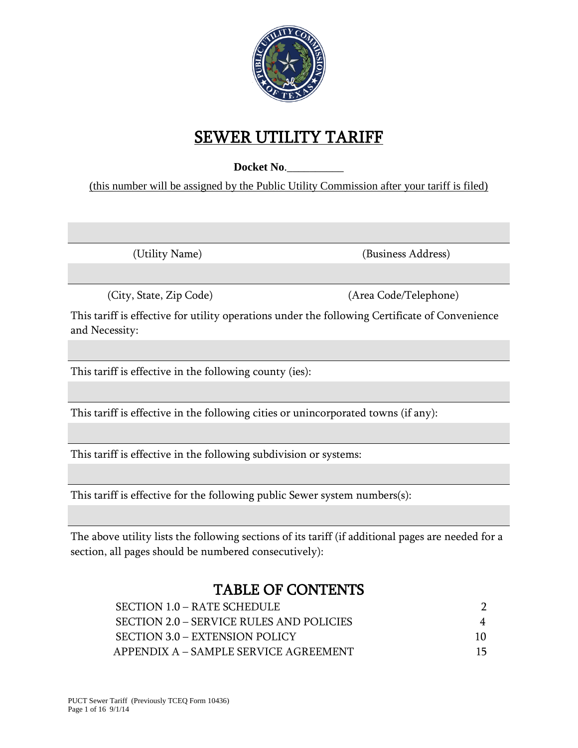# SEWER UTILITY TARIFF

**Docket No**.__________

(this number will be assigned by the Public Utility Commission after your tariff is filed)

| (Utility Name) | (Business Address) |
|---|---|
| (City, State, Zip Code) | (Area Code/Telephone) |

This tariff is effective for utility operations under the following Certificate of Convenience and Necessity:

This tariff is effective in the following county (ies):

This tariff is effective in the following cities or unincorporated towns (if any):

This tariff is effective in the following subdivision or systems:

This tariff is effective for the following public Sewer system numbers(s):

The above utility lists the following sections of its tariff (if additional pages are needed for a section, all pages should be numbered consecutively):

## TABLE OF CONTENTS

| | |
|---|---|
| SECTION 1.0 – RATE SCHEDULE | 2 |
| SECTION 2.0 – SERVICE RULES AND POLICIES | 4 |
| SECTION 3.0 – EXTENSION POLICY | 10 |
| APPENDIX A – SAMPLE SERVICE AGREEMENT | 15 |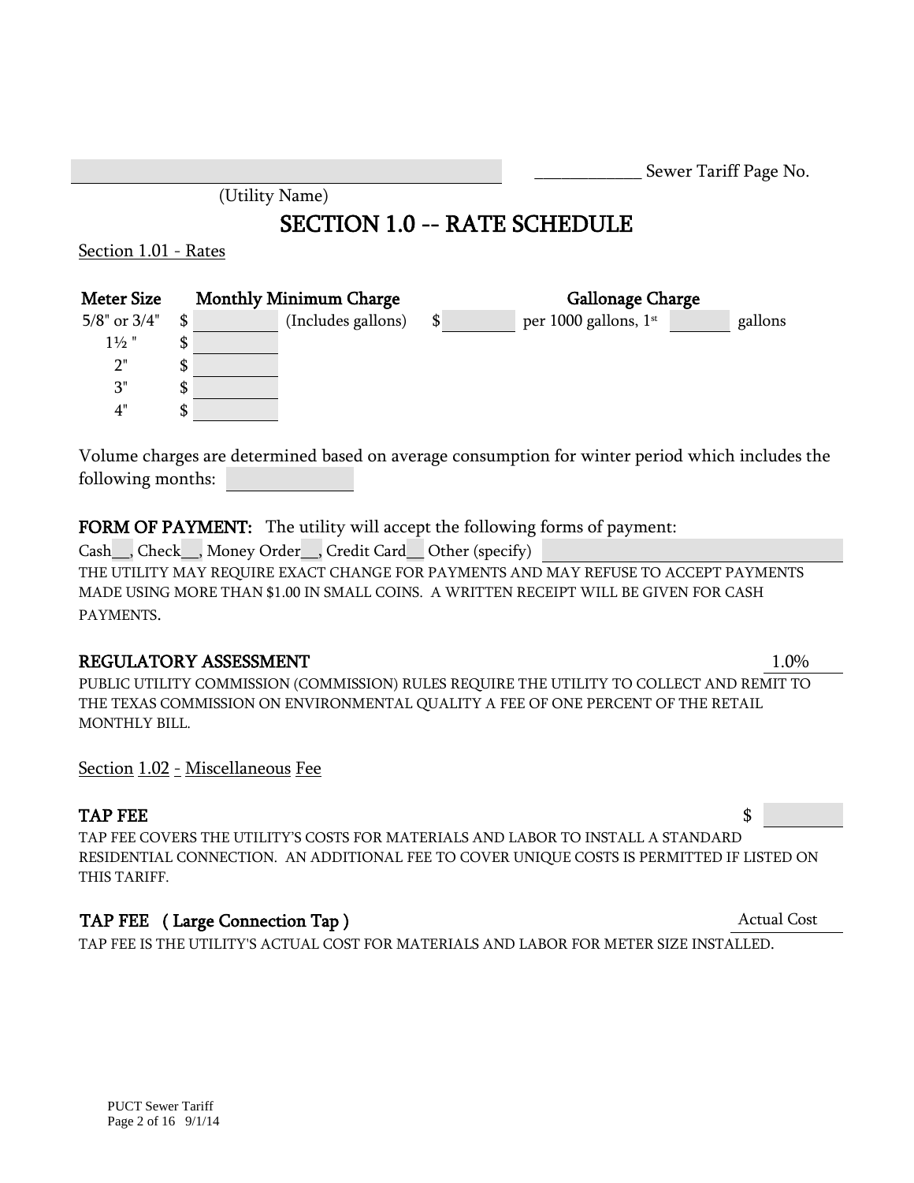\_\_\_\_\_\_\_\_\_\_\_\_\_\_\_\_\_\_\_\_\_\_\_\_\_\_\_\_\_\_\_\_\_\_\_\_\_\_\_\_ \_\_\_\_\_\_\_\_\_\_\_\_ Sewer Tariff Page No.

(Utility Name)

# SECTION 1.0 -- RATE SCHEDULE

Section 1.01 - Rates

| Meter Size | Monthly Minimum Charge | | Gallonage Charge |
|---|---|---|---|
| 5/8" or 3/4" | $ \_\_\_\_\_\_ | (Includes gallons) | $ \_\_\_\_\_\_ per 1000 gallons, 1st \_\_\_\_\_\_ gallons |
| 1½ " | $ \_\_\_\_\_\_ | | |
| 2" | $ \_\_\_\_\_\_ | | |
| 3" | $ \_\_\_\_\_\_ | | |
| 4" | $ \_\_\_\_\_\_ | | |

Volume charges are determined based on average consumption for winter period which includes the following months: \_\_\_\_\_\_\_\_\_\_

**FORM OF PAYMENT:** The utility will accept the following forms of payment:

Cash\_\_, Check\_\_, Money Order\_\_, Credit Card\_\_ Other (specify) \_\_\_\_\_\_\_\_\_\_\_\_\_\_\_\_\_\_\_\_

THE UTILITY MAY REQUIRE EXACT CHANGE FOR PAYMENTS AND MAY REFUSE TO ACCEPT PAYMENTS MADE USING MORE THAN $1.00 IN SMALL COINS. A WRITTEN RECEIPT WILL BE GIVEN FOR CASH PAYMENTS.

**REGULATORY ASSESSMENT** 1.0%

PUBLIC UTILITY COMMISSION (COMMISSION) RULES REQUIRE THE UTILITY TO COLLECT AND REMIT TO THE TEXAS COMMISSION ON ENVIRONMENTAL QUALITY A FEE OF ONE PERCENT OF THE RETAIL MONTHLY BILL.

Section 1.02 - Miscellaneous Fee

**TAP FEE** $ \_\_\_\_\_\_

TAP FEE COVERS THE UTILITY'S COSTS FOR MATERIALS AND LABOR TO INSTALL A STANDARD RESIDENTIAL CONNECTION. AN ADDITIONAL FEE TO COVER UNIQUE COSTS IS PERMITTED IF LISTED ON THIS TARIFF.

**TAP FEE ( Large Connection Tap )** Actual Cost

TAP FEE IS THE UTILITY'S ACTUAL COST FOR MATERIALS AND LABOR FOR METER SIZE INSTALLED.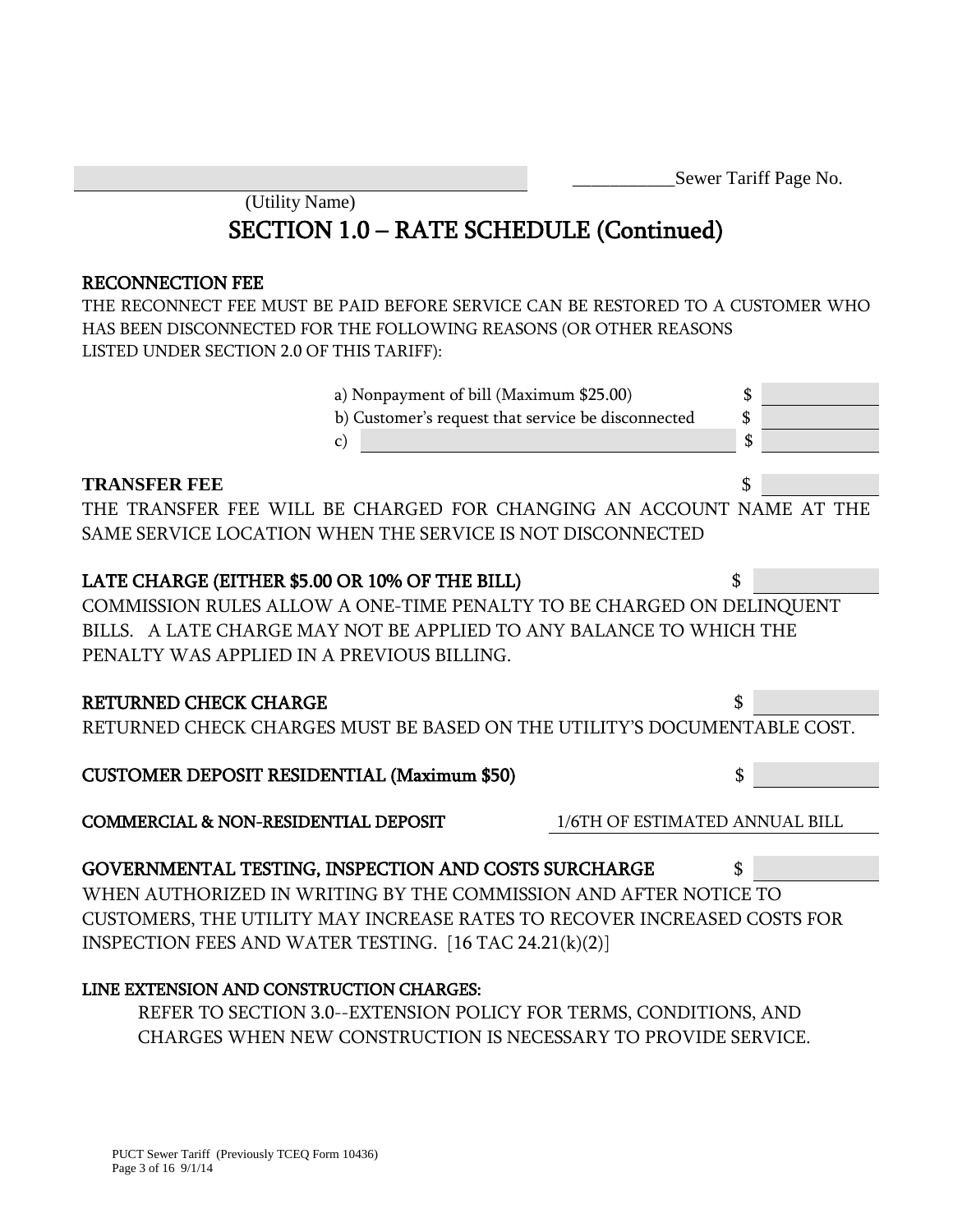\_\_\_\_\_\_\_\_\_\_\_\_\_\_\_\_\_\_\_\_\_\_\_\_\_\_\_\_\_\_\_\_\_\_\_\_\_\_\_\_ \_\_\_\_\_\_\_\_\_\_\_Sewer Tariff Page No.

(Utility Name)

# SECTION 1.0 – RATE SCHEDULE (Continued)

**RECONNECTION FEE**

THE RECONNECT FEE MUST BE PAID BEFORE SERVICE CAN BE RESTORED TO A CUSTOMER WHO HAS BEEN DISCONNECTED FOR THE FOLLOWING REASONS (OR OTHER REASONS LISTED UNDER SECTION 2.0 OF THIS TARIFF):

a) Nonpayment of bill (Maximum $25.00) $ \_\_\_\_\_\_\_\_\_\_

b) Customer's request that service be disconnected $ \_\_\_\_\_\_\_\_\_\_

c) \_\_\_\_\_\_\_\_\_\_\_\_\_\_\_\_\_\_\_\_\_\_\_\_\_\_\_\_\_\_ $ \_\_\_\_\_\_\_\_\_\_

**TRANSFER FEE** $ \_\_\_\_\_\_\_\_\_\_

THE TRANSFER FEE WILL BE CHARGED FOR CHANGING AN ACCOUNT NAME AT THE SAME SERVICE LOCATION WHEN THE SERVICE IS NOT DISCONNECTED

**LATE CHARGE (EITHER $5.00 OR 10% OF THE BILL)** $ \_\_\_\_\_\_\_\_\_\_

COMMISSION RULES ALLOW A ONE-TIME PENALTY TO BE CHARGED ON DELINQUENT BILLS. A LATE CHARGE MAY NOT BE APPLIED TO ANY BALANCE TO WHICH THE PENALTY WAS APPLIED IN A PREVIOUS BILLING.

**RETURNED CHECK CHARGE** $ \_\_\_\_\_\_\_\_\_\_

RETURNED CHECK CHARGES MUST BE BASED ON THE UTILITY'S DOCUMENTABLE COST.

**CUSTOMER DEPOSIT RESIDENTIAL (Maximum $50)** $ \_\_\_\_\_\_\_\_\_\_

**COMMERCIAL & NON-RESIDENTIAL DEPOSIT** 1/6TH OF ESTIMATED ANNUAL BILL

**GOVERNMENTAL TESTING, INSPECTION AND COSTS SURCHARGE** $ \_\_\_\_\_\_\_\_\_\_

WHEN AUTHORIZED IN WRITING BY THE COMMISSION AND AFTER NOTICE TO CUSTOMERS, THE UTILITY MAY INCREASE RATES TO RECOVER INCREASED COSTS FOR INSPECTION FEES AND WATER TESTING. [16 TAC 24.21(k)(2)]

**LINE EXTENSION AND CONSTRUCTION CHARGES:**

REFER TO SECTION 3.0--EXTENSION POLICY FOR TERMS, CONDITIONS, AND CHARGES WHEN NEW CONSTRUCTION IS NECESSARY TO PROVIDE SERVICE.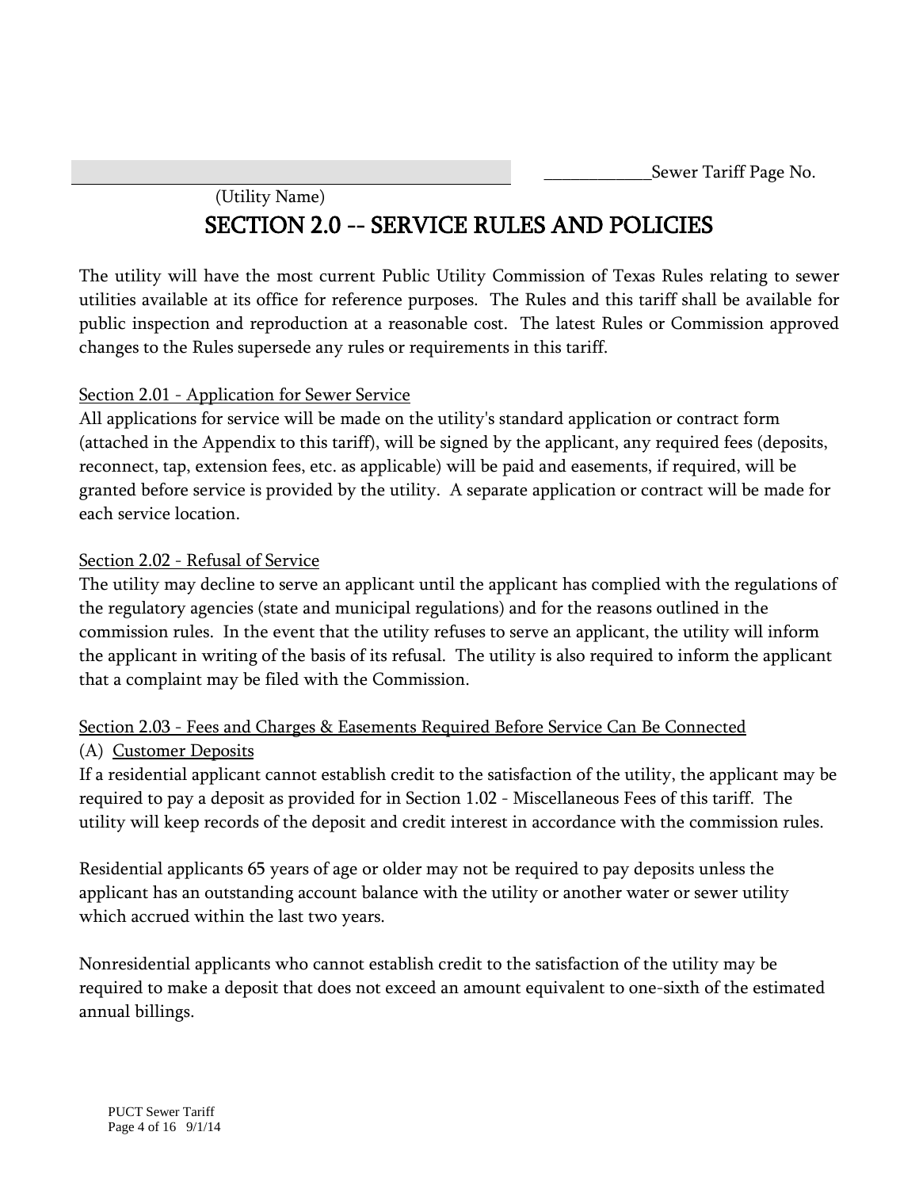(Utility Name)

____________Sewer Tariff Page No.

# SECTION 2.0 -- SERVICE RULES AND POLICIES

The utility will have the most current Public Utility Commission of Texas Rules relating to sewer utilities available at its office for reference purposes. The Rules and this tariff shall be available for public inspection and reproduction at a reasonable cost. The latest Rules or Commission approved changes to the Rules supersede any rules or requirements in this tariff.

## Section 2.01 - Application for Sewer Service

All applications for service will be made on the utility's standard application or contract form (attached in the Appendix to this tariff), will be signed by the applicant, any required fees (deposits, reconnect, tap, extension fees, etc. as applicable) will be paid and easements, if required, will be granted before service is provided by the utility. A separate application or contract will be made for each service location.

## Section 2.02 - Refusal of Service

The utility may decline to serve an applicant until the applicant has complied with the regulations of the regulatory agencies (state and municipal regulations) and for the reasons outlined in the commission rules. In the event that the utility refuses to serve an applicant, the utility will inform the applicant in writing of the basis of its refusal. The utility is also required to inform the applicant that a complaint may be filed with the Commission.

## Section 2.03 - Fees and Charges & Easements Required Before Service Can Be Connected

### (A) Customer Deposits

If a residential applicant cannot establish credit to the satisfaction of the utility, the applicant may be required to pay a deposit as provided for in Section 1.02 - Miscellaneous Fees of this tariff. The utility will keep records of the deposit and credit interest in accordance with the commission rules.

Residential applicants 65 years of age or older may not be required to pay deposits unless the applicant has an outstanding account balance with the utility or another water or sewer utility which accrued within the last two years.

Nonresidential applicants who cannot establish credit to the satisfaction of the utility may be required to make a deposit that does not exceed an amount equivalent to one-sixth of the estimated annual billings.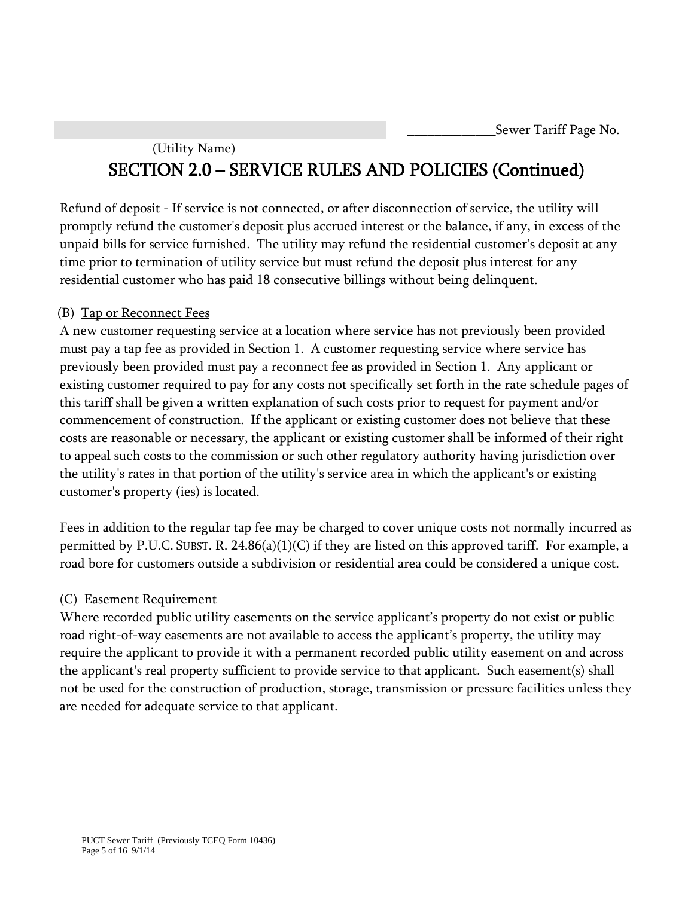_____________________________________ (Utility Name) _____________Sewer Tariff Page No.

## SECTION 2.0 – SERVICE RULES AND POLICIES (Continued)

Refund of deposit - If service is not connected, or after disconnection of service, the utility will promptly refund the customer's deposit plus accrued interest or the balance, if any, in excess of the unpaid bills for service furnished. The utility may refund the residential customer's deposit at any time prior to termination of utility service but must refund the deposit plus interest for any residential customer who has paid 18 consecutive billings without being delinquent.

(B) Tap or Reconnect Fees

A new customer requesting service at a location where service has not previously been provided must pay a tap fee as provided in Section 1. A customer requesting service where service has previously been provided must pay a reconnect fee as provided in Section 1. Any applicant or existing customer required to pay for any costs not specifically set forth in the rate schedule pages of this tariff shall be given a written explanation of such costs prior to request for payment and/or commencement of construction. If the applicant or existing customer does not believe that these costs are reasonable or necessary, the applicant or existing customer shall be informed of their right to appeal such costs to the commission or such other regulatory authority having jurisdiction over the utility's rates in that portion of the utility's service area in which the applicant's or existing customer's property (ies) is located.

Fees in addition to the regular tap fee may be charged to cover unique costs not normally incurred as permitted by P.U.C. SUBST. R. 24.86(a)(1)(C) if they are listed on this approved tariff. For example, a road bore for customers outside a subdivision or residential area could be considered a unique cost.

(C) Easement Requirement

Where recorded public utility easements on the service applicant's property do not exist or public road right-of-way easements are not available to access the applicant's property, the utility may require the applicant to provide it with a permanent recorded public utility easement on and across the applicant's real property sufficient to provide service to that applicant. Such easement(s) shall not be used for the construction of production, storage, transmission or pressure facilities unless they are needed for adequate service to that applicant.

PUCT Sewer Tariff (Previously TCEQ Form 10436)
Page 5 of 16 9/1/14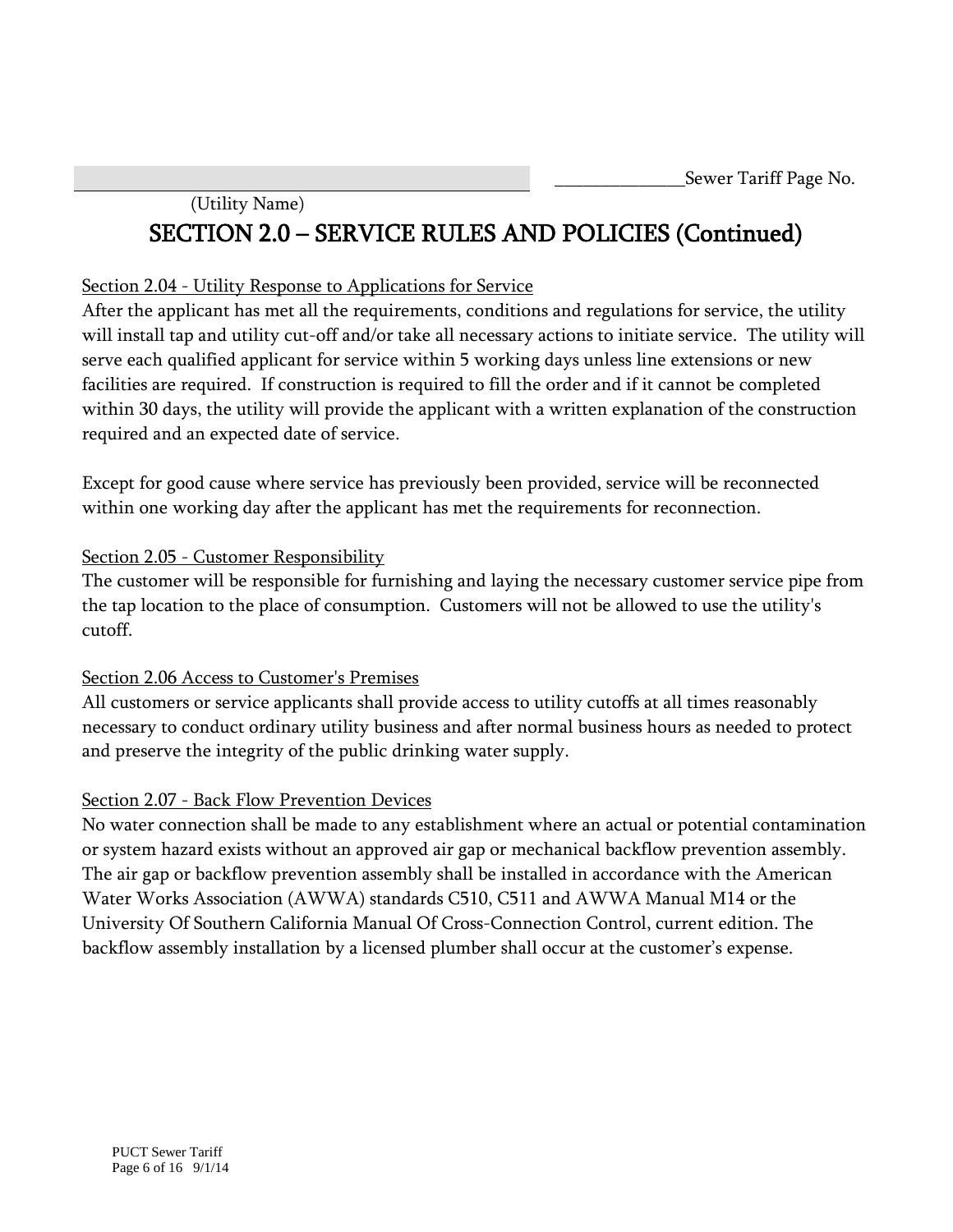______________Sewer Tariff Page No.

(Utility Name)

# SECTION 2.0 – SERVICE RULES AND POLICIES (Continued)

Section 2.04 - Utility Response to Applications for Service

After the applicant has met all the requirements, conditions and regulations for service, the utility will install tap and utility cut-off and/or take all necessary actions to initiate service. The utility will serve each qualified applicant for service within 5 working days unless line extensions or new facilities are required. If construction is required to fill the order and if it cannot be completed within 30 days, the utility will provide the applicant with a written explanation of the construction required and an expected date of service.

Except for good cause where service has previously been provided, service will be reconnected within one working day after the applicant has met the requirements for reconnection.

Section 2.05 - Customer Responsibility

The customer will be responsible for furnishing and laying the necessary customer service pipe from the tap location to the place of consumption. Customers will not be allowed to use the utility's cutoff.

Section 2.06 Access to Customer's Premises

All customers or service applicants shall provide access to utility cutoffs at all times reasonably necessary to conduct ordinary utility business and after normal business hours as needed to protect and preserve the integrity of the public drinking water supply.

Section 2.07 - Back Flow Prevention Devices

No water connection shall be made to any establishment where an actual or potential contamination or system hazard exists without an approved air gap or mechanical backflow prevention assembly. The air gap or backflow prevention assembly shall be installed in accordance with the American Water Works Association (AWWA) standards C510, C511 and AWWA Manual M14 or the University Of Southern California Manual Of Cross-Connection Control, current edition. The backflow assembly installation by a licensed plumber shall occur at the customer's expense.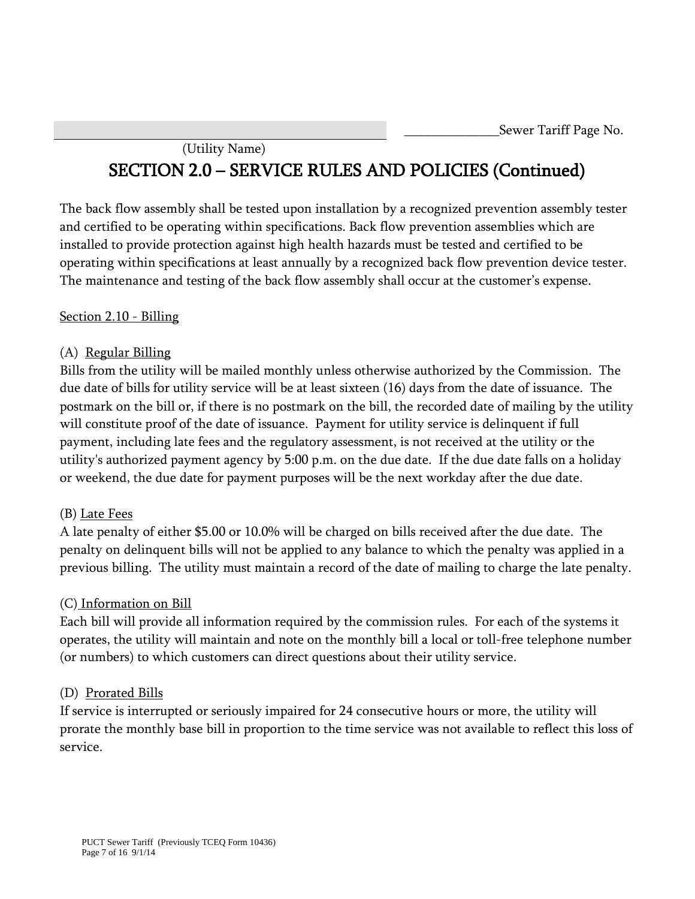______________________________________ ______________Sewer Tariff Page No.

(Utility Name)

# SECTION 2.0 – SERVICE RULES AND POLICIES (Continued)

The back flow assembly shall be tested upon installation by a recognized prevention assembly tester and certified to be operating within specifications. Back flow prevention assemblies which are installed to provide protection against high health hazards must be tested and certified to be operating within specifications at least annually by a recognized back flow prevention device tester. The maintenance and testing of the back flow assembly shall occur at the customer's expense.

Section 2.10 - Billing

(A) Regular Billing
Bills from the utility will be mailed monthly unless otherwise authorized by the Commission. The due date of bills for utility service will be at least sixteen (16) days from the date of issuance. The postmark on the bill or, if there is no postmark on the bill, the recorded date of mailing by the utility will constitute proof of the date of issuance. Payment for utility service is delinquent if full payment, including late fees and the regulatory assessment, is not received at the utility or the utility's authorized payment agency by 5:00 p.m. on the due date. If the due date falls on a holiday or weekend, the due date for payment purposes will be the next workday after the due date.

(B) Late Fees
A late penalty of either $5.00 or 10.0% will be charged on bills received after the due date. The penalty on delinquent bills will not be applied to any balance to which the penalty was applied in a previous billing. The utility must maintain a record of the date of mailing to charge the late penalty.

(C) Information on Bill
Each bill will provide all information required by the commission rules. For each of the systems it operates, the utility will maintain and note on the monthly bill a local or toll-free telephone number (or numbers) to which customers can direct questions about their utility service.

(D) Prorated Bills
If service is interrupted or seriously impaired for 24 consecutive hours or more, the utility will prorate the monthly base bill in proportion to the time service was not available to reflect this loss of service.

PUCT Sewer Tariff (Previously TCEQ Form 10436)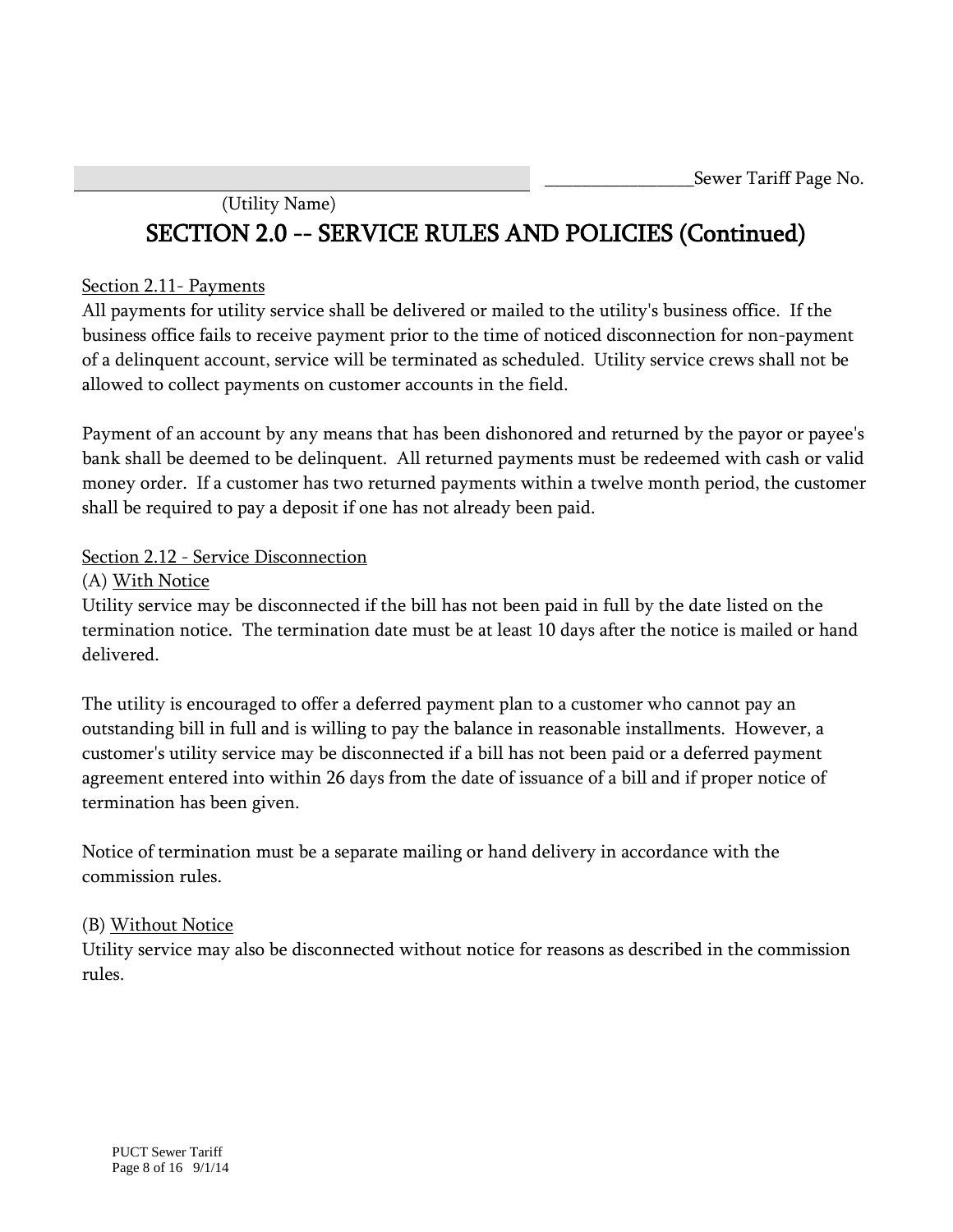________________Sewer Tariff Page No.

(Utility Name)

# SECTION 2.0 -- SERVICE RULES AND POLICIES (Continued)

Section 2.11- Payments

All payments for utility service shall be delivered or mailed to the utility's business office. If the business office fails to receive payment prior to the time of noticed disconnection for non-payment of a delinquent account, service will be terminated as scheduled. Utility service crews shall not be allowed to collect payments on customer accounts in the field.

Payment of an account by any means that has been dishonored and returned by the payor or payee's bank shall be deemed to be delinquent. All returned payments must be redeemed with cash or valid money order. If a customer has two returned payments within a twelve month period, the customer shall be required to pay a deposit if one has not already been paid.

Section 2.12 - Service Disconnection

(A) With Notice

Utility service may be disconnected if the bill has not been paid in full by the date listed on the termination notice. The termination date must be at least 10 days after the notice is mailed or hand delivered.

The utility is encouraged to offer a deferred payment plan to a customer who cannot pay an outstanding bill in full and is willing to pay the balance in reasonable installments. However, a customer's utility service may be disconnected if a bill has not been paid or a deferred payment agreement entered into within 26 days from the date of issuance of a bill and if proper notice of termination has been given.

Notice of termination must be a separate mailing or hand delivery in accordance with the commission rules.

(B) Without Notice

Utility service may also be disconnected without notice for reasons as described in the commission rules.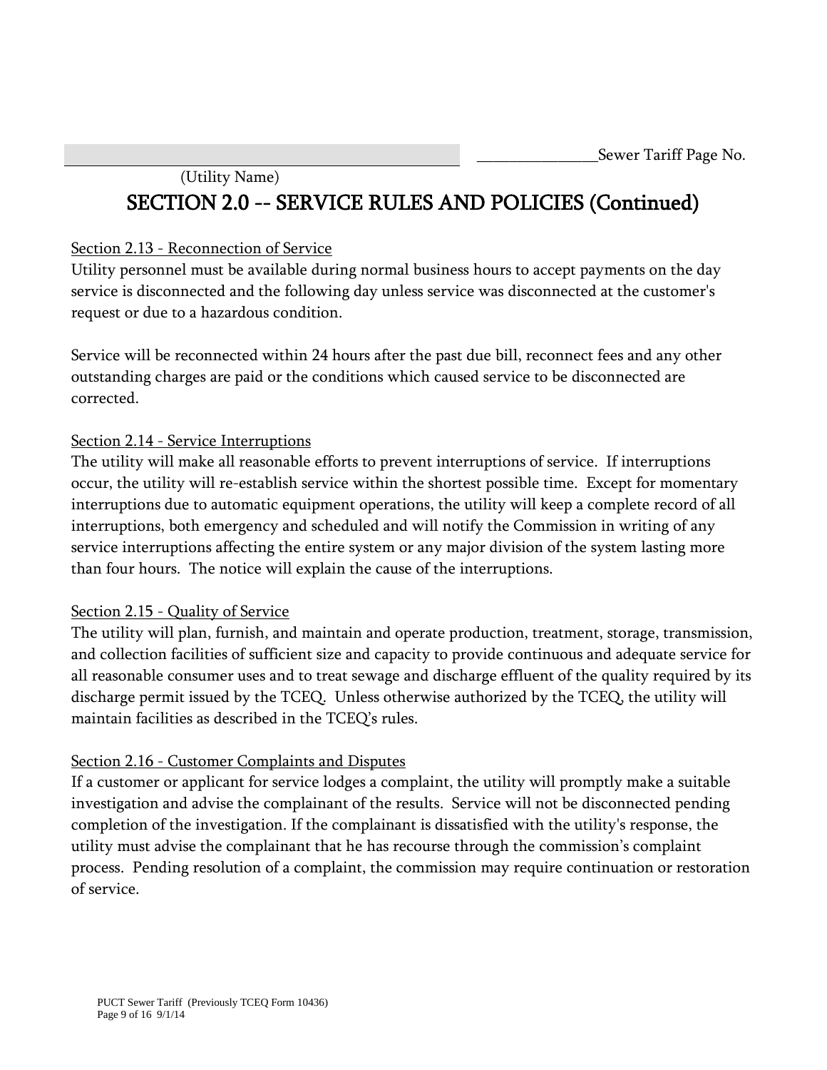_______________ _______________Sewer Tariff Page No.

(Utility Name)

# SECTION 2.0 -- SERVICE RULES AND POLICIES (Continued)

Section 2.13 - Reconnection of Service

Utility personnel must be available during normal business hours to accept payments on the day service is disconnected and the following day unless service was disconnected at the customer's request or due to a hazardous condition.

Service will be reconnected within 24 hours after the past due bill, reconnect fees and any other outstanding charges are paid or the conditions which caused service to be disconnected are corrected.

Section 2.14 - Service Interruptions

The utility will make all reasonable efforts to prevent interruptions of service. If interruptions occur, the utility will re-establish service within the shortest possible time. Except for momentary interruptions due to automatic equipment operations, the utility will keep a complete record of all interruptions, both emergency and scheduled and will notify the Commission in writing of any service interruptions affecting the entire system or any major division of the system lasting more than four hours. The notice will explain the cause of the interruptions.

Section 2.15 - Quality of Service

The utility will plan, furnish, and maintain and operate production, treatment, storage, transmission, and collection facilities of sufficient size and capacity to provide continuous and adequate service for all reasonable consumer uses and to treat sewage and discharge effluent of the quality required by its discharge permit issued by the TCEQ. Unless otherwise authorized by the TCEQ, the utility will maintain facilities as described in the TCEQ's rules.

Section 2.16 - Customer Complaints and Disputes

If a customer or applicant for service lodges a complaint, the utility will promptly make a suitable investigation and advise the complainant of the results. Service will not be disconnected pending completion of the investigation. If the complainant is dissatisfied with the utility's response, the utility must advise the complainant that he has recourse through the commission's complaint process. Pending resolution of a complaint, the commission may require continuation or restoration of service.

PUCT Sewer Tariff (Previously TCEQ Form 10436)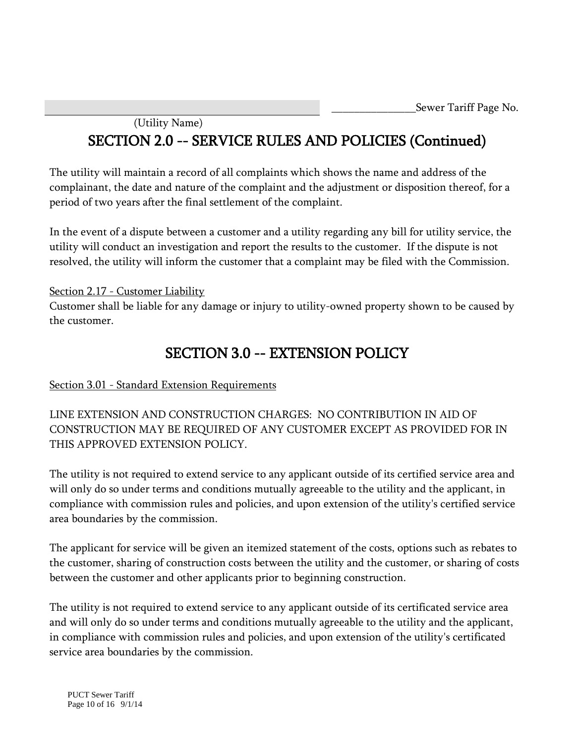_______________Sewer Tariff Page No.

(Utility Name)

# SECTION 2.0 -- SERVICE RULES AND POLICIES (Continued)

The utility will maintain a record of all complaints which shows the name and address of the complainant, the date and nature of the complaint and the adjustment or disposition thereof, for a period of two years after the final settlement of the complaint.

In the event of a dispute between a customer and a utility regarding any bill for utility service, the utility will conduct an investigation and report the results to the customer. If the dispute is not resolved, the utility will inform the customer that a complaint may be filed with the Commission.

Section 2.17 - Customer Liability

Customer shall be liable for any damage or injury to utility-owned property shown to be caused by the customer.

# SECTION 3.0 -- EXTENSION POLICY

Section 3.01 - Standard Extension Requirements

LINE EXTENSION AND CONSTRUCTION CHARGES: NO CONTRIBUTION IN AID OF CONSTRUCTION MAY BE REQUIRED OF ANY CUSTOMER EXCEPT AS PROVIDED FOR IN THIS APPROVED EXTENSION POLICY.

The utility is not required to extend service to any applicant outside of its certified service area and will only do so under terms and conditions mutually agreeable to the utility and the applicant, in compliance with commission rules and policies, and upon extension of the utility's certified service area boundaries by the commission.

The applicant for service will be given an itemized statement of the costs, options such as rebates to the customer, sharing of construction costs between the utility and the customer, or sharing of costs between the customer and other applicants prior to beginning construction.

The utility is not required to extend service to any applicant outside of its certificated service area and will only do so under terms and conditions mutually agreeable to the utility and the applicant, in compliance with commission rules and policies, and upon extension of the utility's certificated service area boundaries by the commission.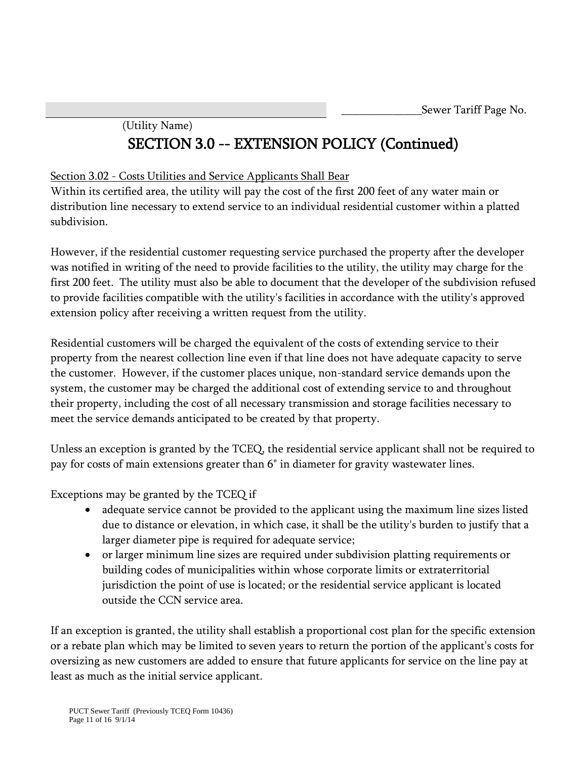_______________Sewer Tariff Page No.

(Utility Name)

# SECTION 3.0 -- EXTENSION POLICY (Continued)

Section 3.02 - Costs Utilities and Service Applicants Shall Bear

Within its certified area, the utility will pay the cost of the first 200 feet of any water main or distribution line necessary to extend service to an individual residential customer within a platted subdivision.

However, if the residential customer requesting service purchased the property after the developer was notified in writing of the need to provide facilities to the utility, the utility may charge for the first 200 feet. The utility must also be able to document that the developer of the subdivision refused to provide facilities compatible with the utility's facilities in accordance with the utility's approved extension policy after receiving a written request from the utility.

Residential customers will be charged the equivalent of the costs of extending service to their property from the nearest collection line even if that line does not have adequate capacity to serve the customer. However, if the customer places unique, non-standard service demands upon the system, the customer may be charged the additional cost of extending service to and throughout their property, including the cost of all necessary transmission and storage facilities necessary to meet the service demands anticipated to be created by that property.

Unless an exception is granted by the TCEQ, the residential service applicant shall not be required to pay for costs of main extensions greater than 6" in diameter for gravity wastewater lines.

Exceptions may be granted by the TCEQ if

- adequate service cannot be provided to the applicant using the maximum line sizes listed due to distance or elevation, in which case, it shall be the utility's burden to justify that a larger diameter pipe is required for adequate service;
- or larger minimum line sizes are required under subdivision platting requirements or building codes of municipalities within whose corporate limits or extraterritorial jurisdiction the point of use is located; or the residential service applicant is located outside the CCN service area.

If an exception is granted, the utility shall establish a proportional cost plan for the specific extension or a rebate plan which may be limited to seven years to return the portion of the applicant's costs for oversizing as new customers are added to ensure that future applicants for service on the line pay at least as much as the initial service applicant.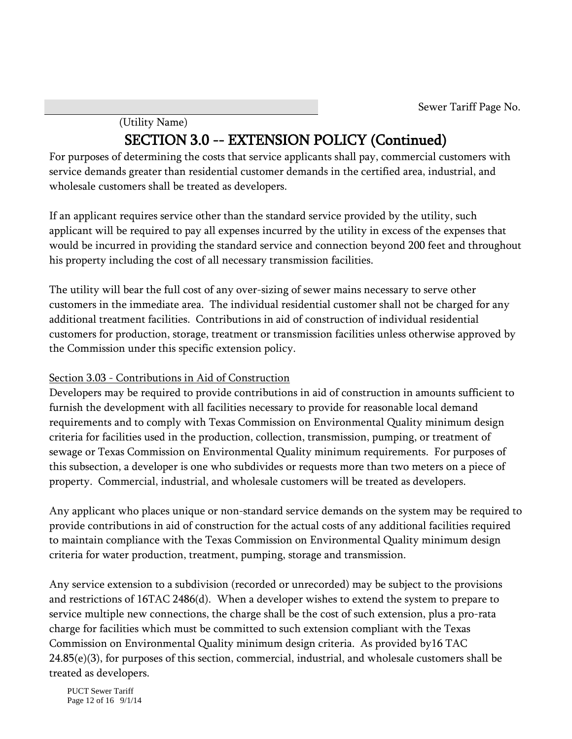Sewer Tariff Page No.

(Utility Name)

# SECTION 3.0 -- EXTENSION POLICY (Continued)

For purposes of determining the costs that service applicants shall pay, commercial customers with service demands greater than residential customer demands in the certified area, industrial, and wholesale customers shall be treated as developers.

If an applicant requires service other than the standard service provided by the utility, such applicant will be required to pay all expenses incurred by the utility in excess of the expenses that would be incurred in providing the standard service and connection beyond 200 feet and throughout his property including the cost of all necessary transmission facilities.

The utility will bear the full cost of any over-sizing of sewer mains necessary to serve other customers in the immediate area. The individual residential customer shall not be charged for any additional treatment facilities. Contributions in aid of construction of individual residential customers for production, storage, treatment or transmission facilities unless otherwise approved by the Commission under this specific extension policy.

## Section 3.03 - Contributions in Aid of Construction

Developers may be required to provide contributions in aid of construction in amounts sufficient to furnish the development with all facilities necessary to provide for reasonable local demand requirements and to comply with Texas Commission on Environmental Quality minimum design criteria for facilities used in the production, collection, transmission, pumping, or treatment of sewage or Texas Commission on Environmental Quality minimum requirements. For purposes of this subsection, a developer is one who subdivides or requests more than two meters on a piece of property. Commercial, industrial, and wholesale customers will be treated as developers.

Any applicant who places unique or non-standard service demands on the system may be required to provide contributions in aid of construction for the actual costs of any additional facilities required to maintain compliance with the Texas Commission on Environmental Quality minimum design criteria for water production, treatment, pumping, storage and transmission.

Any service extension to a subdivision (recorded or unrecorded) may be subject to the provisions and restrictions of 16TAC 2486(d). When a developer wishes to extend the system to prepare to service multiple new connections, the charge shall be the cost of such extension, plus a pro-rata charge for facilities which must be committed to such extension compliant with the Texas Commission on Environmental Quality minimum design criteria. As provided by16 TAC 24.85(e)(3), for purposes of this section, commercial, industrial, and wholesale customers shall be treated as developers.

PUCT Sewer Tariff
Page 12 of 16 9/1/14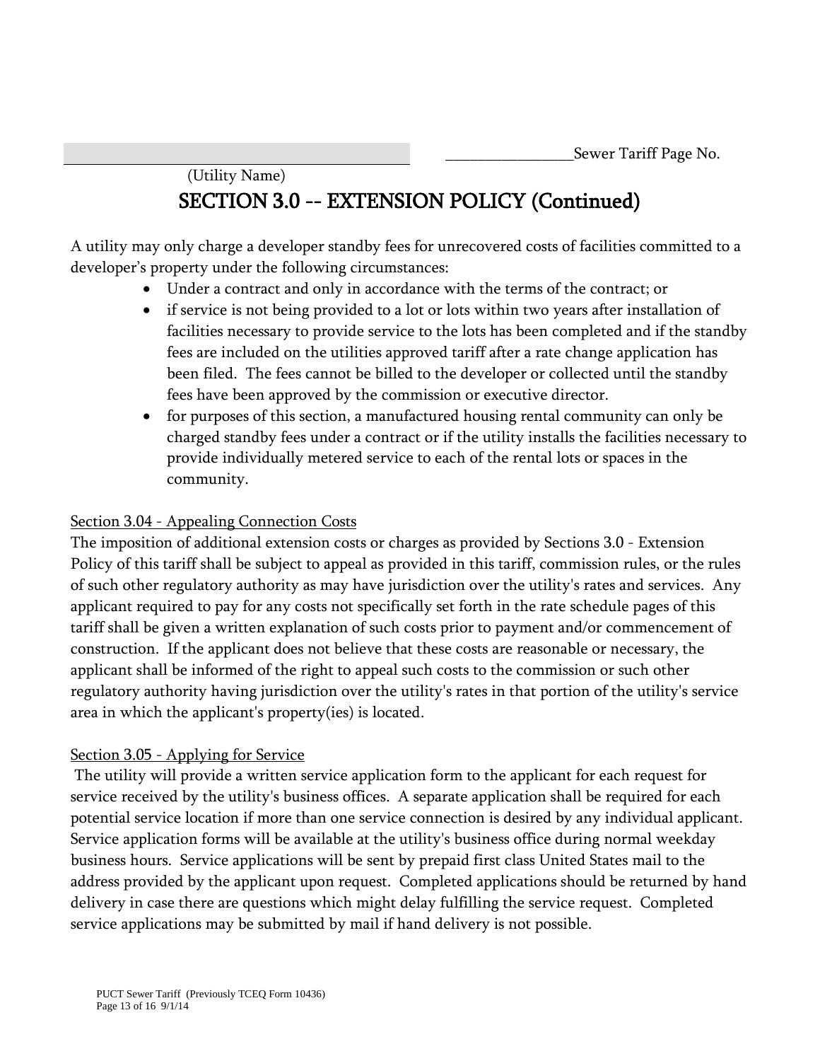_______________________________________ ________________Sewer Tariff Page No.

(Utility Name)

## SECTION 3.0 -- EXTENSION POLICY (Continued)

A utility may only charge a developer standby fees for unrecovered costs of facilities committed to a developer's property under the following circumstances:

- Under a contract and only in accordance with the terms of the contract; or
- if service is not being provided to a lot or lots within two years after installation of facilities necessary to provide service to the lots has been completed and if the standby fees are included on the utilities approved tariff after a rate change application has been filed. The fees cannot be billed to the developer or collected until the standby fees have been approved by the commission or executive director.
- for purposes of this section, a manufactured housing rental community can only be charged standby fees under a contract or if the utility installs the facilities necessary to provide individually metered service to each of the rental lots or spaces in the community.

### Section 3.04 - Appealing Connection Costs

The imposition of additional extension costs or charges as provided by Sections 3.0 - Extension Policy of this tariff shall be subject to appeal as provided in this tariff, commission rules, or the rules of such other regulatory authority as may have jurisdiction over the utility's rates and services. Any applicant required to pay for any costs not specifically set forth in the rate schedule pages of this tariff shall be given a written explanation of such costs prior to payment and/or commencement of construction. If the applicant does not believe that these costs are reasonable or necessary, the applicant shall be informed of the right to appeal such costs to the commission or such other regulatory authority having jurisdiction over the utility's rates in that portion of the utility's service area in which the applicant's property(ies) is located.

### Section 3.05 - Applying for Service

The utility will provide a written service application form to the applicant for each request for service received by the utility's business offices. A separate application shall be required for each potential service location if more than one service connection is desired by any individual applicant. Service application forms will be available at the utility's business office during normal weekday business hours. Service applications will be sent by prepaid first class United States mail to the address provided by the applicant upon request. Completed applications should be returned by hand delivery in case there are questions which might delay fulfilling the service request. Completed service applications may be submitted by mail if hand delivery is not possible.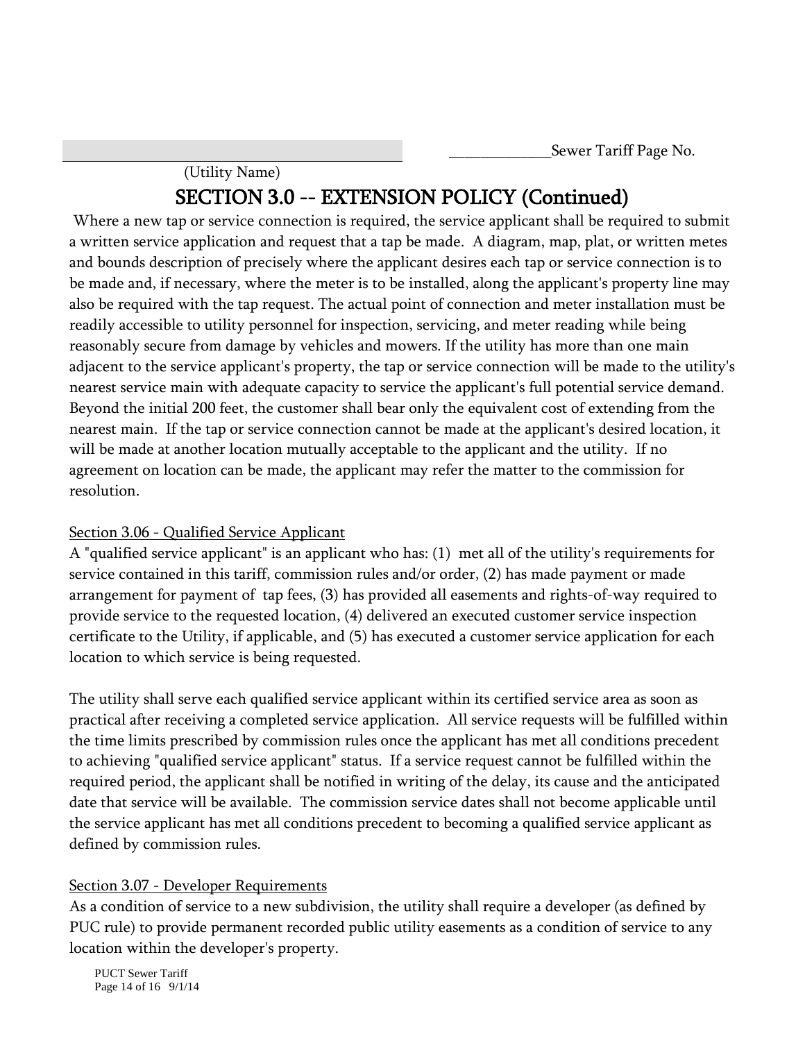_____________Sewer Tariff Page No.

(Utility Name)

# SECTION 3.0 -- EXTENSION POLICY (Continued)

Where a new tap or service connection is required, the service applicant shall be required to submit a written service application and request that a tap be made. A diagram, map, plat, or written metes and bounds description of precisely where the applicant desires each tap or service connection is to be made and, if necessary, where the meter is to be installed, along the applicant's property line may also be required with the tap request. The actual point of connection and meter installation must be readily accessible to utility personnel for inspection, servicing, and meter reading while being reasonably secure from damage by vehicles and mowers. If the utility has more than one main adjacent to the service applicant's property, the tap or service connection will be made to the utility's nearest service main with adequate capacity to service the applicant's full potential service demand. Beyond the initial 200 feet, the customer shall bear only the equivalent cost of extending from the nearest main. If the tap or service connection cannot be made at the applicant's desired location, it will be made at another location mutually acceptable to the applicant and the utility. If no agreement on location can be made, the applicant may refer the matter to the commission for resolution.

## Section 3.06 - Qualified Service Applicant

A "qualified service applicant" is an applicant who has: (1) met all of the utility's requirements for service contained in this tariff, commission rules and/or order, (2) has made payment or made arrangement for payment of tap fees, (3) has provided all easements and rights-of-way required to provide service to the requested location, (4) delivered an executed customer service inspection certificate to the Utility, if applicable, and (5) has executed a customer service application for each location to which service is being requested.

The utility shall serve each qualified service applicant within its certified service area as soon as practical after receiving a completed service application. All service requests will be fulfilled within the time limits prescribed by commission rules once the applicant has met all conditions precedent to achieving "qualified service applicant" status. If a service request cannot be fulfilled within the required period, the applicant shall be notified in writing of the delay, its cause and the anticipated date that service will be available. The commission service dates shall not become applicable until the service applicant has met all conditions precedent to becoming a qualified service applicant as defined by commission rules.

## Section 3.07 - Developer Requirements

As a condition of service to a new subdivision, the utility shall require a developer (as defined by PUC rule) to provide permanent recorded public utility easements as a condition of service to any location within the developer's property.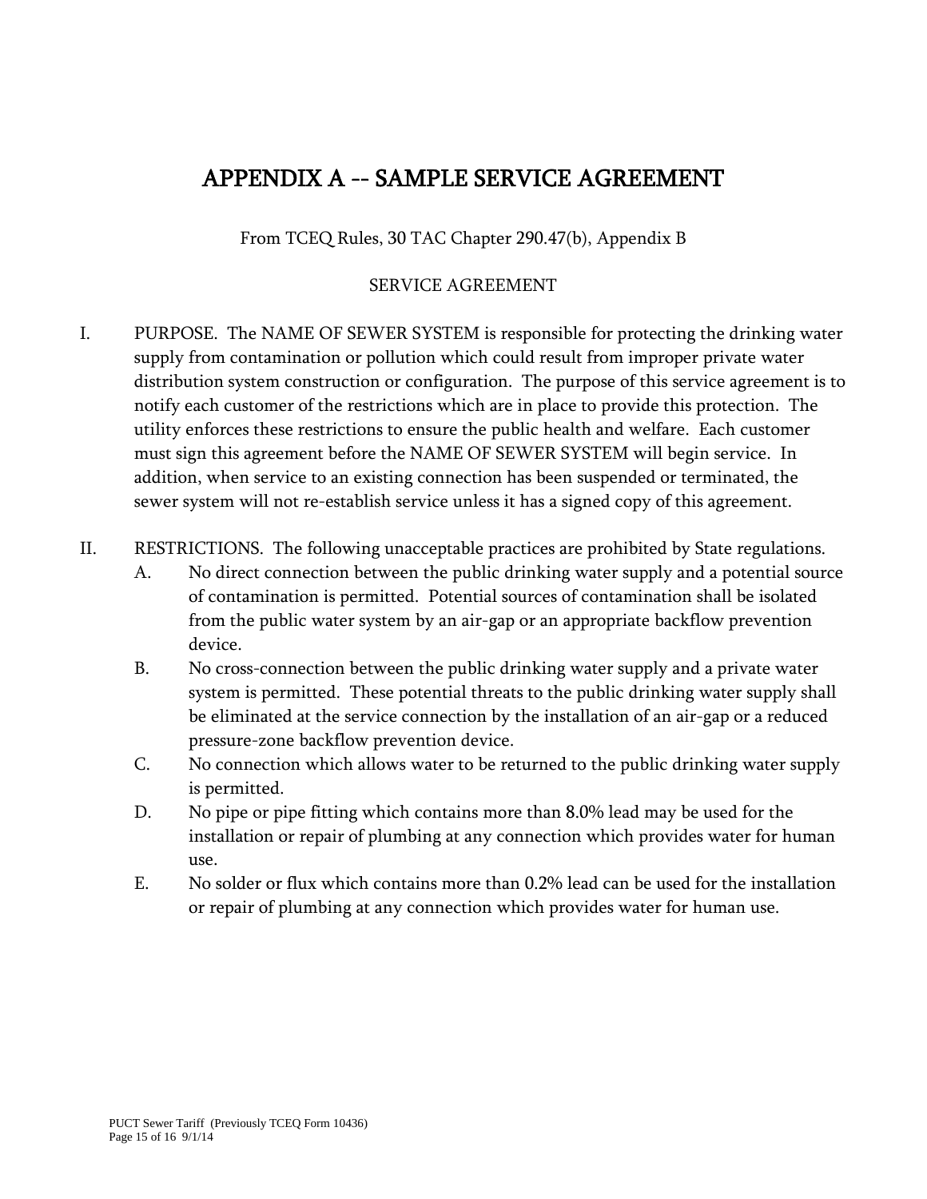# APPENDIX A -- SAMPLE SERVICE AGREEMENT

From TCEQ Rules, 30 TAC Chapter 290.47(b), Appendix B

SERVICE AGREEMENT

I. PURPOSE. The NAME OF SEWER SYSTEM is responsible for protecting the drinking water supply from contamination or pollution which could result from improper private water distribution system construction or configuration. The purpose of this service agreement is to notify each customer of the restrictions which are in place to provide this protection. The utility enforces these restrictions to ensure the public health and welfare. Each customer must sign this agreement before the NAME OF SEWER SYSTEM will begin service. In addition, when service to an existing connection has been suspended or terminated, the sewer system will not re-establish service unless it has a signed copy of this agreement.

II. RESTRICTIONS. The following unacceptable practices are prohibited by State regulations.

A. No direct connection between the public drinking water supply and a potential source of contamination is permitted. Potential sources of contamination shall be isolated from the public water system by an air-gap or an appropriate backflow prevention device.

B. No cross-connection between the public drinking water supply and a private water system is permitted. These potential threats to the public drinking water supply shall be eliminated at the service connection by the installation of an air-gap or a reduced pressure-zone backflow prevention device.

C. No connection which allows water to be returned to the public drinking water supply is permitted.

D. No pipe or pipe fitting which contains more than 8.0% lead may be used for the installation or repair of plumbing at any connection which provides water for human use.

E. No solder or flux which contains more than 0.2% lead can be used for the installation or repair of plumbing at any connection which provides water for human use.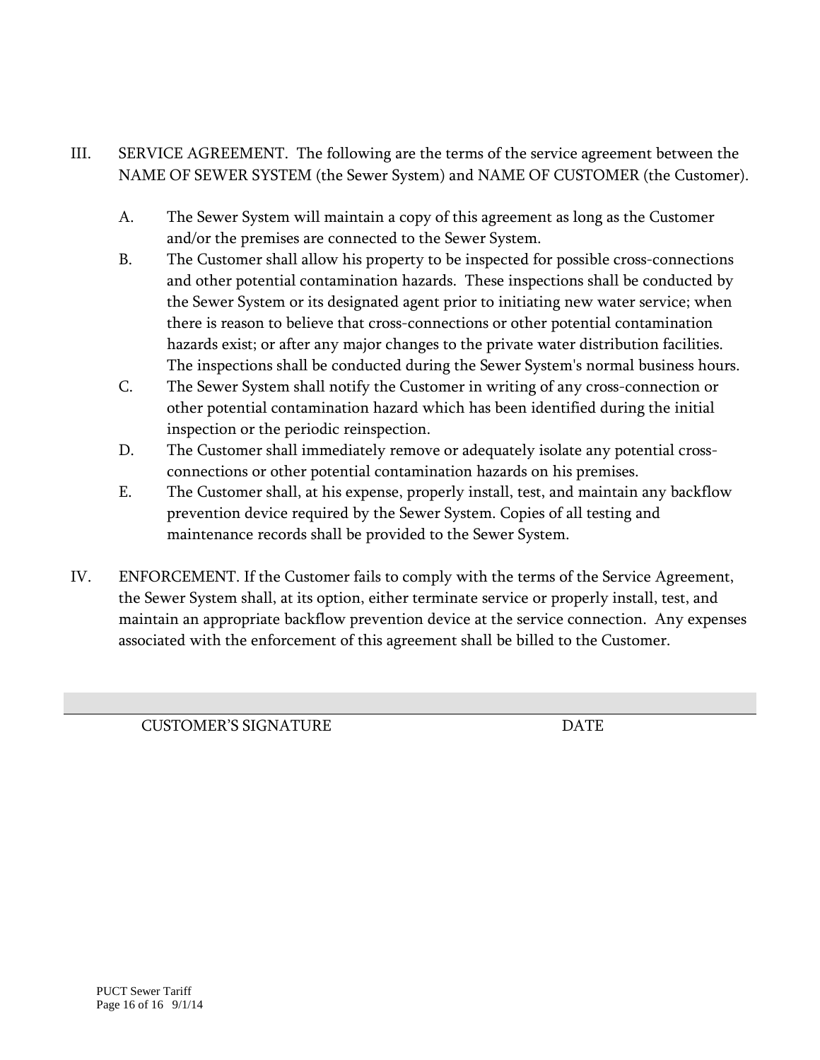III. SERVICE AGREEMENT. The following are the terms of the service agreement between the NAME OF SEWER SYSTEM (the Sewer System) and NAME OF CUSTOMER (the Customer).

   A. The Sewer System will maintain a copy of this agreement as long as the Customer and/or the premises are connected to the Sewer System.
   B. The Customer shall allow his property to be inspected for possible cross-connections and other potential contamination hazards. These inspections shall be conducted by the Sewer System or its designated agent prior to initiating new water service; when there is reason to believe that cross-connections or other potential contamination hazards exist; or after any major changes to the private water distribution facilities. The inspections shall be conducted during the Sewer System's normal business hours.
   C. The Sewer System shall notify the Customer in writing of any cross-connection or other potential contamination hazard which has been identified during the initial inspection or the periodic reinspection.
   D. The Customer shall immediately remove or adequately isolate any potential cross-connections or other potential contamination hazards on his premises.
   E. The Customer shall, at his expense, properly install, test, and maintain any backflow prevention device required by the Sewer System. Copies of all testing and maintenance records shall be provided to the Sewer System.

IV. ENFORCEMENT. If the Customer fails to comply with the terms of the Service Agreement, the Sewer System shall, at its option, either terminate service or properly install, test, and maintain an appropriate backflow prevention device at the service connection. Any expenses associated with the enforcement of this agreement shall be billed to the Customer.

\_\_\_\_\_\_\_\_\_\_\_\_\_\_\_\_\_\_\_\_\_\_\_\_\_\_\_\_\_\_\_\_\_\_\_\_\_\_\_\_\_\_\_\_\_\_\_\_\_\_\_\_\_\_\_\_\_\_\_\_

CUSTOMER'S SIGNATURE DATE